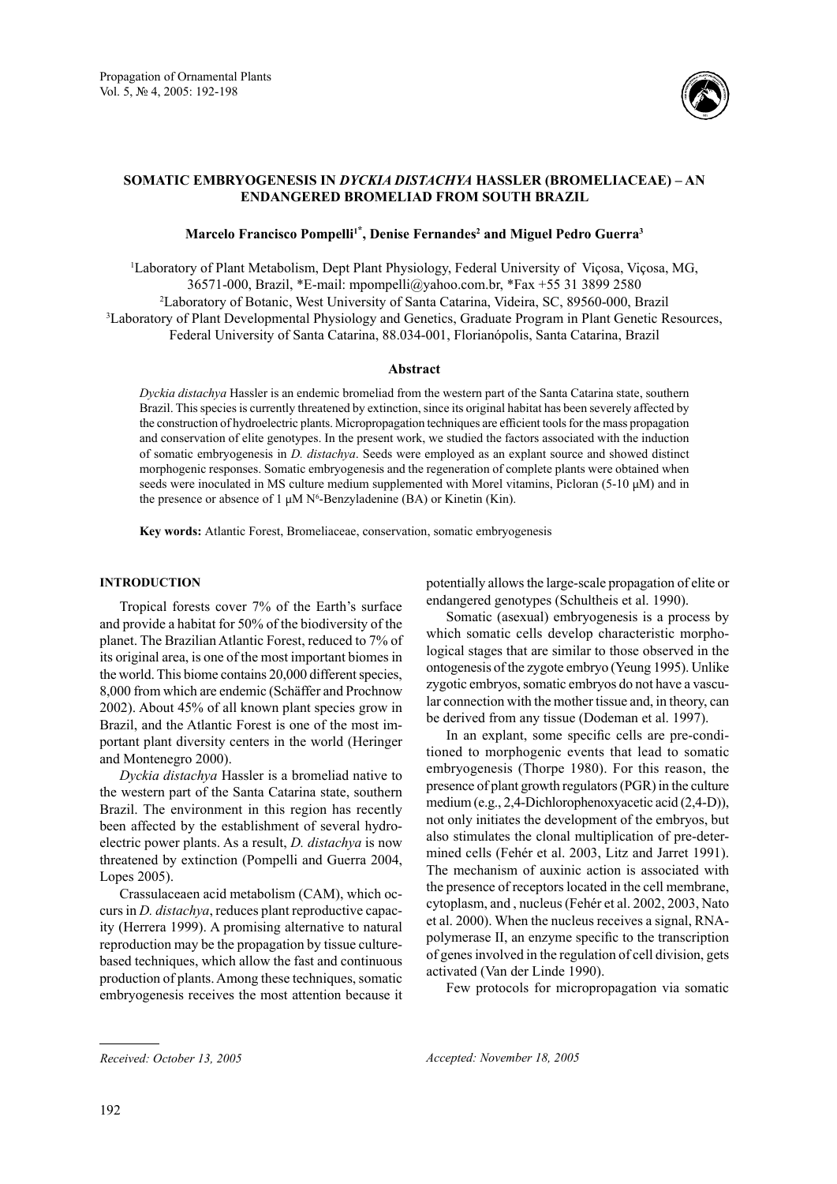# SOMATIC EMBRYOGENESIS IN *DYCKIA DISTACHYA* HASSLER (BROMELIACEAE) – AN ENDANGERED BROMELIAD FROM SOUTH BRAZIL

**Marcelo Francisco Pompelli[1*], Denise Fernandes[2] and Miguel Pedro Guerra[3]**

[1]Laboratory of Plant Metabolism, Dept Plant Physiology, Federal University of Viçosa, Viçosa, MG, 36571-000, Brazil, *E-mail: mpompelli@yahoo.com.br, *Fax +55 31 3899 2580

[2]Laboratory of Botanic, West University of Santa Catarina, Videira, SC, 89560-000, Brazil

[3]Laboratory of Plant Developmental Physiology and Genetics, Graduate Program in Plant Genetic Resources, Federal University of Santa Catarina, 88.034-001, Florianópolis, Santa Catarina, Brazil

## Abstract

*Dyckia distachya* Hassler is an endemic bromeliad from the western part of the Santa Catarina state, southern Brazil. This species is currently threatened by extinction, since its original habitat has been severely affected by the construction of hydroelectric plants. Micropropagation techniques are efficient tools for the mass propagation and conservation of elite genotypes. In the present work, we studied the factors associated with the induction of somatic embryogenesis in *D. distachya*. Seeds were employed as an explant source and showed distinct morphogenic responses. Somatic embryogenesis and the regeneration of complete plants were obtained when seeds were inoculated in MS culture medium supplemented with Morel vitamins, Picloran (5-10 µM) and in the presence or absence of 1 µM $N^6$-Benzyladenine (BA) or Kinetin (Kin).

**Key words:** Atlantic Forest, Bromeliaceae, conservation, somatic embryogenesis

## INTRODUCTION

Tropical forests cover 7% of the Earth's surface and provide a habitat for 50% of the biodiversity of the planet. The Brazilian Atlantic Forest, reduced to 7% of its original area, is one of the most important biomes in the world. This biome contains 20,000 different species, 8,000 from which are endemic (Schäffer and Prochnow 2002). About 45% of all known plant species grow in Brazil, and the Atlantic Forest is one of the most important plant diversity centers in the world (Heringer and Montenegro 2000).

*Dyckia distachya* Hassler is a bromeliad native to the western part of the Santa Catarina state, southern Brazil. The environment in this region has recently been affected by the establishment of several hydroelectric power plants. As a result, *D. distachya* is now threatened by extinction (Pompelli and Guerra 2004, Lopes 2005).

Crassulaceaen acid metabolism (CAM), which occurs in *D. distachya*, reduces plant reproductive capacity (Herrera 1999). A promising alternative to natural reproduction may be the propagation by tissue culture-based techniques, which allow the fast and continuous production of plants. Among these techniques, somatic embryogenesis receives the most attention because it potentially allows the large-scale propagation of elite or endangered genotypes (Schultheis et al. 1990).

Somatic (asexual) embryogenesis is a process by which somatic cells develop characteristic morphological stages that are similar to those observed in the ontogenesis of the zygote embryo (Yeung 1995). Unlike zygotic embryos, somatic embryos do not have a vascular connection with the mother tissue and, in theory, can be derived from any tissue (Dodeman et al. 1997).

In an explant, some specific cells are pre-conditioned to morphogenic events that lead to somatic embryogenesis (Thorpe 1980). For this reason, the presence of plant growth regulators (PGR) in the culture medium (e.g., 2,4-Dichlorophenoxyacetic acid (2,4-D)), not only initiates the development of the embryos, but also stimulates the clonal multiplication of pre-determined cells (Fehér et al. 2003, Litz and Jarret 1991). The mechanism of auxinic action is associated with the presence of receptors located in the cell membrane, cytoplasm, and , nucleus (Fehér et al. 2002, 2003, Nato et al. 2000). When the nucleus receives a signal, RNA-polymerase II, an enzyme specific to the transcription of genes involved in the regulation of cell division, gets activated (Van der Linde 1990).

Few protocols for micropropagation via somatic

*Received: October 13, 2005* *Accepted: November 18, 2005*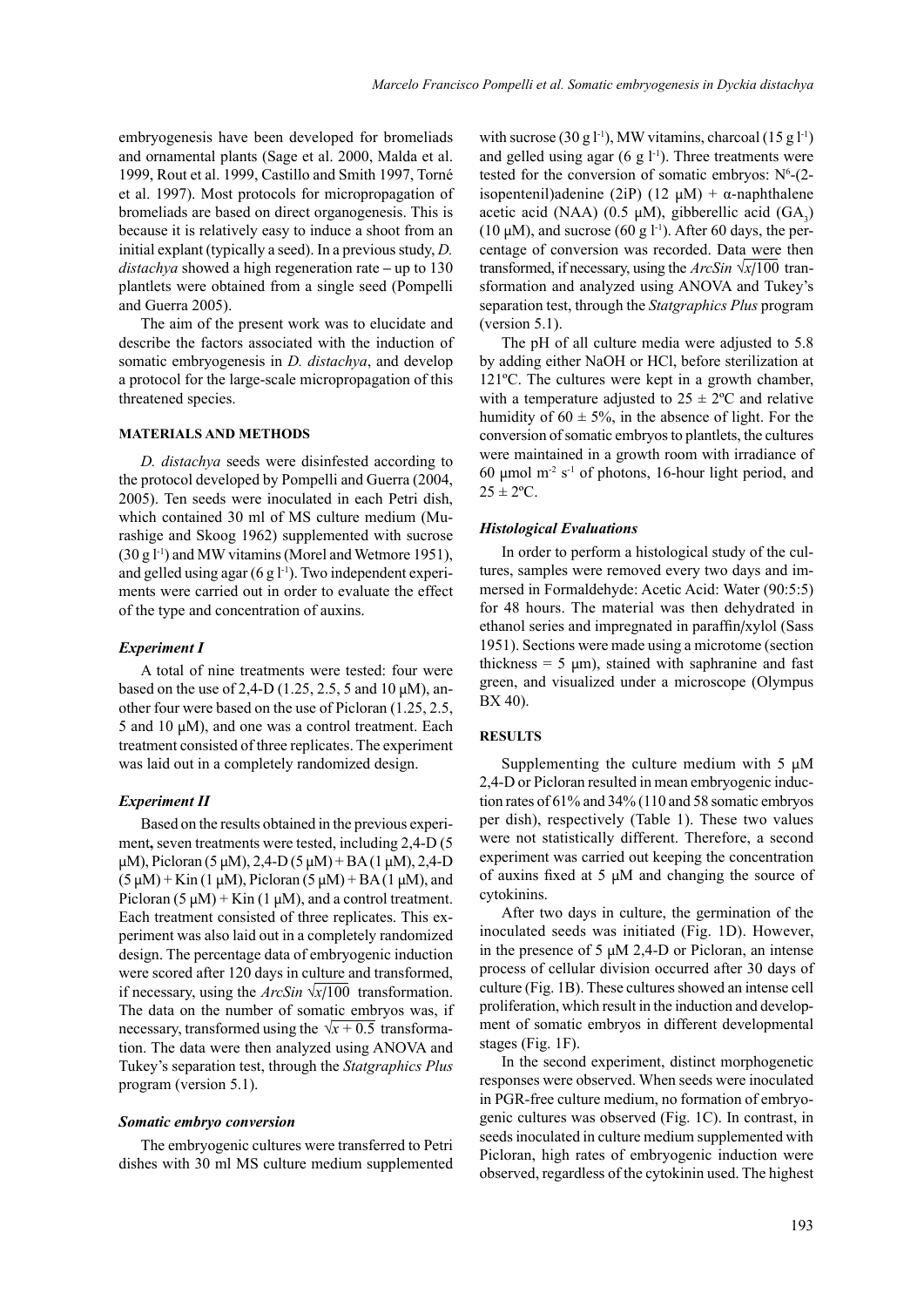embryogenesis have been developed for bromeliads and ornamental plants (Sage et al. 2000, Malda et al. 1999, Rout et al. 1999, Castillo and Smith 1997, Torné et al. 1997). Most protocols for micropropagation of bromeliads are based on direct organogenesis. This is because it is relatively easy to induce a shoot from an initial explant (typically a seed). In a previous study, *D. distachya* showed a high regeneration rate – up to 130 plantlets were obtained from a single seed (Pompelli and Guerra 2005).

The aim of the present work was to elucidate and describe the factors associated with the induction of somatic embryogenesis in *D. distachya*, and develop a protocol for the large-scale micropropagation of this threatened species.

## MATERIALS AND METHODS

*D. distachya* seeds were disinfested according to the protocol developed by Pompelli and Guerra (2004, 2005). Ten seeds were inoculated in each Petri dish, which contained 30 ml of MS culture medium (Murashige and Skoog 1962) supplemented with sucrose (30 g $l^{-1}$) and MW vitamins (Morel and Wetmore 1951), and gelled using agar (6 g $l^{-1}$). Two independent experiments were carried out in order to evaluate the effect of the type and concentration of auxins.

### *Experiment I*

A total of nine treatments were tested: four were based on the use of 2,4-D (1.25, 2.5, 5 and 10 μM), another four were based on the use of Picloran (1.25, 2.5, 5 and 10 μM), and one was a control treatment. Each treatment consisted of three replicates. The experiment was laid out in a completely randomized design.

### *Experiment II*

Based on the results obtained in the previous experiment**,** seven treatments were tested, including 2,4-D (5 μM), Picloran (5 μM), 2,4-D (5 μM) + BA (1 μM), 2,4-D (5 μM) + Kin (1 μM), Picloran (5 μM) + BA (1 μM), and Picloran (5 μM) + Kin (1 μM), and a control treatment. Each treatment consisted of three replicates. This experiment was also laid out in a completely randomized design. The percentage data of embryogenic induction were scored after 120 days in culture and transformed, if necessary, using the $ArcSin\ \sqrt{x/100}$ transformation. The data on the number of somatic embryos was, if necessary, transformed using the $\sqrt{x + 0.5}$ transformation. The data were then analyzed using ANOVA and Tukey's separation test, through the *Statgraphics Plus* program (version 5.1).

### *Somatic embryo conversion*

The embryogenic cultures were transferred to Petri dishes with 30 ml MS culture medium supplemented with sucrose (30 g $l^{-1}$), MW vitamins, charcoal (15 g $l^{-1}$) and gelled using agar (6 g $l^{-1}$). Three treatments were tested for the conversion of somatic embryos: $N^6$-(2-isopentenil)adenine (2iP) (12 μM) + α-naphthalene acetic acid (NAA) (0.5 μM), gibberellic acid ($GA_3$) (10 μM), and sucrose (60 g $l^{-1}$). After 60 days, the percentage of conversion was recorded. Data were then transformed, if necessary, using the $ArcSin\ \sqrt{x/100}$ transformation and analyzed using ANOVA and Tukey's separation test, through the *Statgraphics Plus* program (version 5.1).

The pH of all culture media were adjusted to 5.8 by adding either NaOH or HCl, before sterilization at 121ºC. The cultures were kept in a growth chamber, with a temperature adjusted to 25 ± 2ºC and relative humidity of 60 ± 5%, in the absence of light. For the conversion of somatic embryos to plantlets, the cultures were maintained in a growth room with irradiance of 60 μmol $m^{-2}$ $s^{-1}$ of photons, 16-hour light period, and 25 ± 2ºC.

### *Histological Evaluations*

In order to perform a histological study of the cultures, samples were removed every two days and immersed in Formaldehyde: Acetic Acid: Water (90:5:5) for 48 hours. The material was then dehydrated in ethanol series and impregnated in paraffin/xylol (Sass 1951). Sections were made using a microtome (section thickness = 5 μm), stained with saphranine and fast green, and visualized under a microscope (Olympus BX 40).

## RESULTS

Supplementing the culture medium with 5 μM 2,4-D or Picloran resulted in mean embryogenic induction rates of 61% and 34% (110 and 58 somatic embryos per dish), respectively (Table 1). These two values were not statistically different. Therefore, a second experiment was carried out keeping the concentration of auxins fixed at 5 μM and changing the source of cytokinins.

After two days in culture, the germination of the inoculated seeds was initiated (Fig. 1D). However, in the presence of 5 μM 2,4-D or Picloran, an intense process of cellular division occurred after 30 days of culture (Fig. 1B). These cultures showed an intense cell proliferation, which result in the induction and development of somatic embryos in different developmental stages (Fig. 1F).

In the second experiment, distinct morphogenetic responses were observed. When seeds were inoculated in PGR-free culture medium, no formation of embryogenic cultures was observed (Fig. 1C). In contrast, in seeds inoculated in culture medium supplemented with Picloran, high rates of embryogenic induction were observed, regardless of the cytokinin used. The highest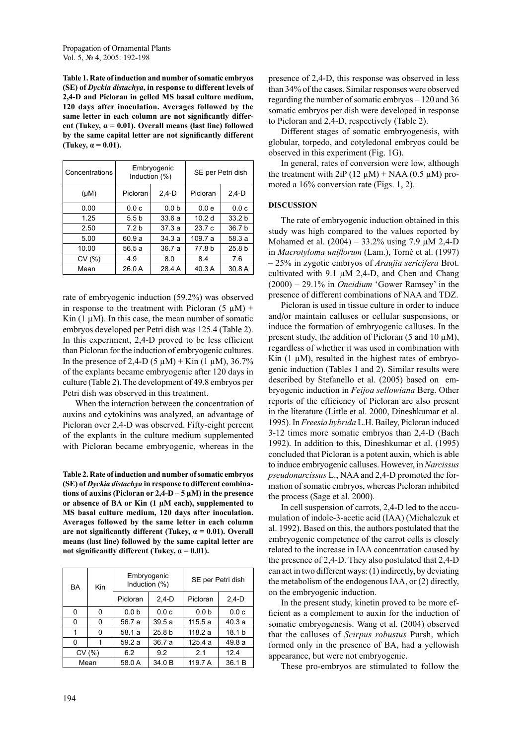**Table 1. Rate of induction and number of somatic embryos (SE) of *Dyckia distachya*, in response to different levels of 2,4-D and Picloran in gelled MS basal culture medium, 120 days after inoculation. Averages followed by the same letter in each column are not significantly different (Tukey, α = 0.01). Overall means (last line) followed by the same capital letter are not significantly different (Tukey, α = 0.01).**

| Concentrations | Embryogenic Induction (%) | | SE per Petri dish | |
|---|---|---|---|---|
| (μM) | Picloran | 2,4-D | Picloran | 2,4-D |
| 0.00 | 0.0 c | 0.0 b | 0.0 e | 0.0 c |
| 1.25 | 5.5 b | 33.6 a | 10.2 d | 33.2 b |
| 2.50 | 7.2 b | 37.3 a | 23.7 c | 36.7 b |
| 5.00 | 60.9 a | 34.3 a | 109.7 a | 58.3 a |
| 10.00 | 56.5 a | 36.7 a | 77.8 b | 25.8 b |
| CV (%) | 4.9 | 8.0 | 8.4 | 7.6 |
| Mean | 26.0 A | 28.4 A | 40.3 A | 30.8 A |

rate of embryogenic induction (59.2%) was observed in response to the treatment with Picloran (5 μM) + Kin (1 μM). In this case, the mean number of somatic embryos developed per Petri dish was 125.4 (Table 2). In this experiment, 2,4-D proved to be less efficient than Picloran for the induction of embryogenic cultures. In the presence of 2,4-D (5 μM) + Kin (1 μM), 36.7% of the explants became embryogenic after 120 days in culture (Table 2). The development of 49.8 embryos per Petri dish was observed in this treatment.

When the interaction between the concentration of auxins and cytokinins was analyzed, an advantage of Picloran over 2,4-D was observed. Fifty-eight percent of the explants in the culture medium supplemented with Picloran became embryogenic, whereas in the presence of 2,4-D, this response was observed in less than 34% of the cases. Similar responses were observed regarding the number of somatic embryos – 120 and 36 somatic embryos per dish were developed in response to Picloran and 2,4-D, respectively (Table 2).

**Table 2. Rate of induction and number of somatic embryos (SE) of *Dyckia distachya* in response to different combinations of auxins (Picloran or 2,4-D – 5 μM) in the presence or absence of BA or Kin (1 μM each), supplemented to MS basal culture medium, 120 days after inoculation. Averages followed by the same letter in each column are not significantly different (Tukey, α = 0.01). Overall means (last line) followed by the same capital letter are not significantly different (Tukey, α = 0.01).**

| BA | Kin | Embryogenic Induction (%) | | SE per Petri dish | |
|---|---|---|---|---|---|
| | | Picloran | 2,4-D | Picloran | 2,4-D |
| 0 | 0 | 0.0 b | 0.0 c | 0.0 b | 0.0 c |
| 0 | 0 | 56.7 a | 39.5 a | 115.5 a | 40.3 a |
| 1 | 0 | 58.1 a | 25.8 b | 118.2 a | 18.1 b |
| 0 | 1 | 59.2 a | 36.7 a | 125.4 a | 49.8 a |
| CV (%) | | 6.2 | 9.2 | 2.1 | 12.4 |
| Mean | | 58.0 A | 34.0 B | 119.7 A | 36.1 B |

Different stages of somatic embryogenesis, with globular, torpedo, and cotyledonal embryos could be observed in this experiment (Fig. 1G).

In general, rates of conversion were low, although the treatment with 2iP (12 μM) + NAA (0.5 μM) promoted a 16% conversion rate (Figs. 1, 2).

## DISCUSSION

The rate of embryogenic induction obtained in this study was high compared to the values reported by Mohamed et al. (2004) – 33.2% using 7.9 μM 2,4-D in *Macrotyloma uniflorum* (Lam.), Torné et al. (1997) – 25% in zygotic embryos of *Araujia sericifera* Brot. cultivated with 9.1 μM 2,4-D, and Chen and Chang (2000) – 29.1% in *Oncidium* 'Gower Ramsey' in the presence of different combinations of NAA and TDZ.

Picloran is used in tissue culture in order to induce and/or maintain calluses or cellular suspensions, or induce the formation of embryogenic calluses. In the present study, the addition of Picloran (5 and 10 μM), regardless of whether it was used in combination with Kin (1 μM), resulted in the highest rates of embryogenic induction (Tables 1 and 2). Similar results were described by Stefanello et al. (2005) based on embryogenic induction in *Feijoa sellowiana* Berg. Other reports of the efficiency of Picloran are also present in the literature (Little et al. 2000, Dineshkumar et al. 1995). In *Freesia hybrida* L.H. Bailey, Picloran induced 3-12 times more somatic embryos than 2,4-D (Bach 1992). In addition to this, Dineshkumar et al. (1995) concluded that Picloran is a potent auxin, which is able to induce embryogenic calluses. However, in *Narcissus pseudonarcissus* L., NAA and 2,4-D promoted the formation of somatic embryos, whereas Picloran inhibited the process (Sage et al. 2000).

In cell suspension of carrots, 2,4-D led to the accumulation of indole-3-acetic acid (IAA) (Michalczuk et al. 1992). Based on this, the authors postulated that the embryogenic competence of the carrot cells is closely related to the increase in IAA concentration caused by the presence of 2,4-D. They also postulated that 2,4-D can act in two different ways: (1) indirectly, by deviating the metabolism of the endogenous IAA, or (2) directly, on the embryogenic induction.

In the present study, kinetin proved to be more efficient as a complement to auxin for the induction of somatic embryogenesis. Wang et al. (2004) observed that the calluses of *Scirpus robustus* Pursh, which formed only in the presence of BA, had a yellowish appearance, but were not embryogenic.

These pro-embryos are stimulated to follow the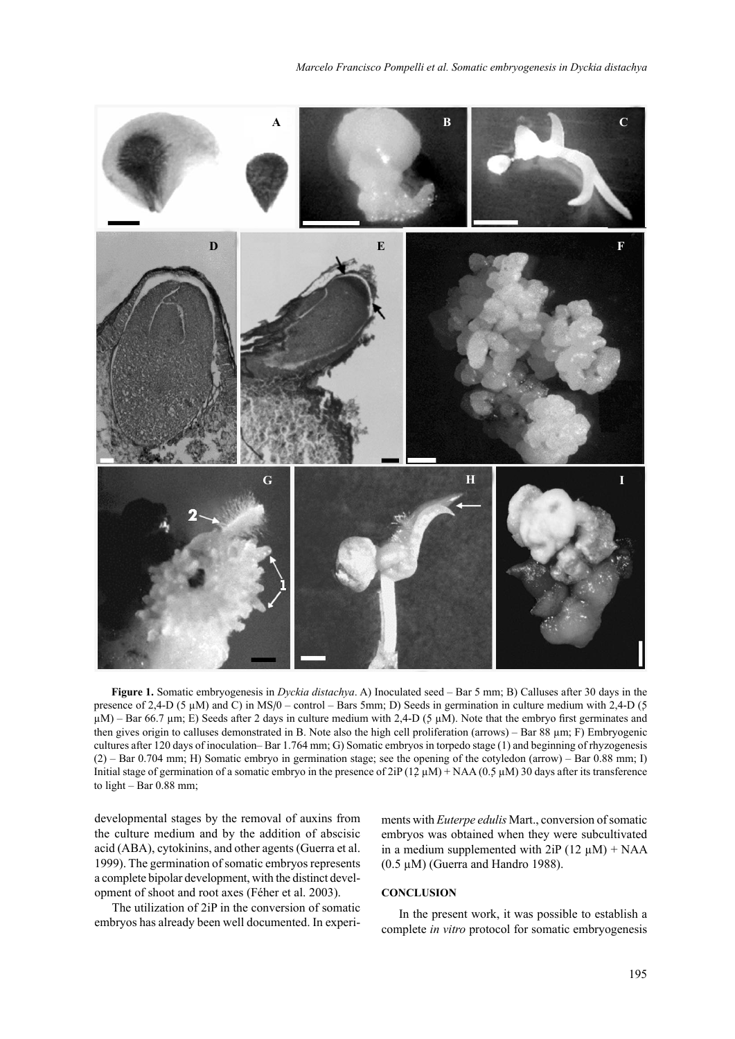**Figure 1.** Somatic embryogenesis in *Dyckia distachya*. A) Inoculated seed – Bar 5 mm; B) Calluses after 30 days in the presence of 2,4-D (5 µM) and C) in MS/0 – control – Bars 5mm; D) Seeds in germination in culture medium with 2,4-D (5 µM) – Bar 66.7 µm; E) Seeds after 2 days in culture medium with 2,4-D (5 µM). Note that the embryo first germinates and then gives origin to calluses demonstrated in B. Note also the high cell proliferation (arrows) – Bar 88 µm; F) Embryogenic cultures after 120 days of inoculation– Bar 1.764 mm; G) Somatic embryos in torpedo stage (1) and beginning of rhyzogenesis (2) – Bar 0.704 mm; H) Somatic embryo in germination stage; see the opening of the cotyledon (arrow) – Bar 0.88 mm; I) Initial stage of germination of a somatic embryo in the presence of 2iP (12 µM) + NAA (0.5 µM) 30 days after its transference to light – Bar 0.88 mm;

developmental stages by the removal of auxins from the culture medium and by the addition of abscisic acid (ABA), cytokinins, and other agents (Guerra et al. 1999). The germination of somatic embryos represents a complete bipolar development, with the distinct development of shoot and root axes (Féher et al. 2003).

The utilization of 2iP in the conversion of somatic embryos has already been well documented. In experiments with *Euterpe edulis* Mart., conversion of somatic embryos was obtained when they were subcultivated in a medium supplemented with 2iP (12 µM) + NAA (0.5 µM) (Guerra and Handro 1988).

## CONCLUSION

In the present work, it was possible to establish a complete *in vitro* protocol for somatic embryogenesis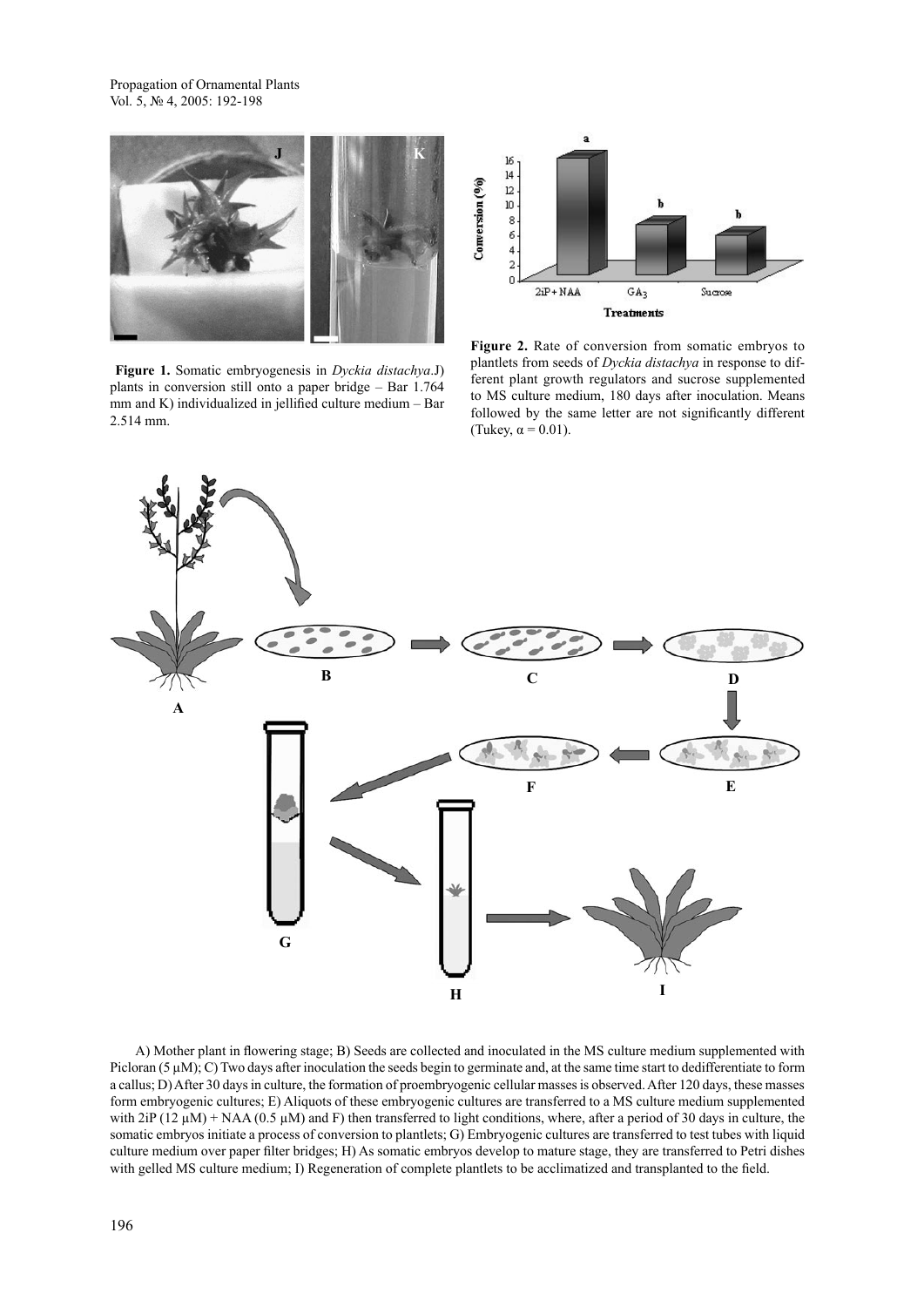**Figure 1.** Somatic embryogenesis in *Dyckia distachya*.J) plants in conversion still onto a paper bridge – Bar 1.764 mm and K) individualized in jellified culture medium – Bar 2.514 mm.

**Figure 2.** Rate of conversion from somatic embryos to plantlets from seeds of *Dyckia distachya* in response to different plant growth regulators and sucrose supplemented to MS culture medium, 180 days after inoculation. Means followed by the same letter are not significantly different (Tukey, $\alpha = 0.01$).

A) Mother plant in flowering stage; B) Seeds are collected and inoculated in the MS culture medium supplemented with Picloran (5 µM); C) Two days after inoculation the seeds begin to germinate and, at the same time start to dedifferentiate to form a callus; D) After 30 days in culture, the formation of proembryogenic cellular masses is observed. After 120 days, these masses form embryogenic cultures; E) Aliquots of these embryogenic cultures are transferred to a MS culture medium supplemented with 2iP (12 µM) + NAA (0.5 µM) and F) then transferred to light conditions, where, after a period of 30 days in culture, the somatic embryos initiate a process of conversion to plantlets; G) Embryogenic cultures are transferred to test tubes with liquid culture medium over paper filter bridges; H) As somatic embryos develop to mature stage, they are transferred to Petri dishes with gelled MS culture medium; I) Regeneration of complete plantlets to be acclimatized and transplanted to the field.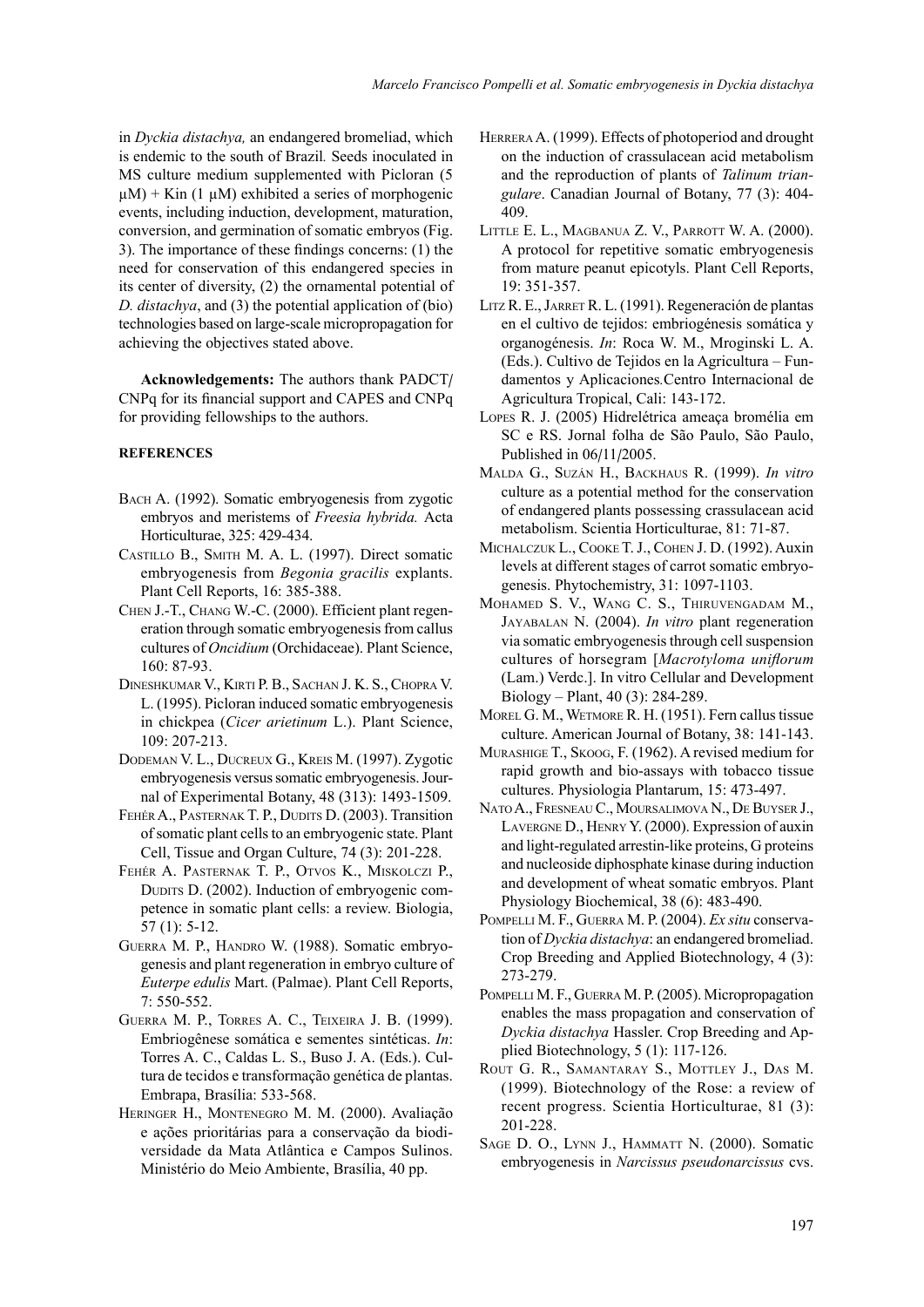in *Dyckia distachya,* an endangered bromeliad, which is endemic to the south of Brazil. Seeds inoculated in MS culture medium supplemented with Picloran (5 μM) + Kin (1 μM) exhibited a series of morphogenic events, including induction, development, maturation, conversion, and germination of somatic embryos (Fig. 3). The importance of these findings concerns: (1) the need for conservation of this endangered species in its center of diversity, (2) the ornamental potential of *D. distachya*, and (3) the potential application of (bio) technologies based on large-scale micropropagation for achieving the objectives stated above.

**Acknowledgements:** The authors thank PADCT/CNPq for its financial support and CAPES and CNPq for providing fellowships to the authors.

**REFERENCES**

Bach A. (1992). Somatic embryogenesis from zygotic embryos and meristems of *Freesia hybrida.* Acta Horticulturae, 325: 429-434.

Castillo B., Smith M. A. L. (1997). Direct somatic embryogenesis from *Begonia gracilis* explants. Plant Cell Reports, 16: 385-388.

Chen J.-T., Chang W.-C. (2000). Efficient plant regeneration through somatic embryogenesis from callus cultures of *Oncidium* (Orchidaceae). Plant Science, 160: 87-93.

Dineshkumar V., Kirti P. B., Sachan J. K. S., Chopra V. L. (1995). Picloran induced somatic embryogenesis in chickpea (*Cicer arietinum* L.). Plant Science, 109: 207-213.

Dodeman V. L., Ducreux G., Kreis M. (1997). Zygotic embryogenesis versus somatic embryogenesis. Journal of Experimental Botany, 48 (313): 1493-1509.

Fehér A., Pasternak T. P., Dudits D. (2003). Transition of somatic plant cells to an embryogenic state. Plant Cell, Tissue and Organ Culture, 74 (3): 201-228.

Fehér A. Pasternak T. P., Otvos K., Miskolczi P., Dudits D. (2002). Induction of embryogenic competence in somatic plant cells: a review. Biologia, 57 (1): 5-12.

Guerra M. P., Handro W. (1988). Somatic embryogenesis and plant regeneration in embryo culture of *Euterpe edulis* Mart. (Palmae). Plant Cell Reports, 7: 550-552.

Guerra M. P., Torres A. C., Teixeira J. B. (1999). Embriogênese somática e sementes sintéticas. *In*: Torres A. C., Caldas L. S., Buso J. A. (Eds.). Cultura de tecidos e transformação genética de plantas. Embrapa, Brasília: 533-568.

Heringer H., Montenegro M. M. (2000). Avaliação e ações prioritárias para a conservação da biodiversidade da Mata Atlântica e Campos Sulinos. Ministério do Meio Ambiente, Brasília, 40 pp.

Herrera A. (1999). Effects of photoperiod and drought on the induction of crassulacean acid metabolism and the reproduction of plants of *Talinum triangulare*. Canadian Journal of Botany, 77 (3): 404-409.

Little E. L., Magbanua Z. V., Parrott W. A. (2000). A protocol for repetitive somatic embryogenesis from mature peanut epicotyls. Plant Cell Reports, 19: 351-357.

Litz R. E., Jarret R. L. (1991). Regeneración de plantas en el cultivo de tejidos: embriogénesis somática y organogénesis. *In*: Roca W. M., Mroginski L. A. (Eds.). Cultivo de Tejidos en la Agricultura – Fundamentos y Aplicaciones.Centro Internacional de Agricultura Tropical, Cali: 143-172.

Lopes R. J. (2005) Hidrelétrica ameaça bromélia em SC e RS. Jornal folha de São Paulo, São Paulo, Published in 06/11/2005.

Malda G., Suzán H., Backhaus R. (1999). *In vitro* culture as a potential method for the conservation of endangered plants possessing crassulacean acid metabolism. Scientia Horticulturae, 81: 71-87.

Michalczuk L., Cooke T. J., Cohen J. D. (1992). Auxin levels at different stages of carrot somatic embryogenesis. Phytochemistry, 31: 1097-1103.

Mohamed S. V., Wang C. S., Thiruvengadam M., Jayabalan N. (2004). *In vitro* plant regeneration via somatic embryogenesis through cell suspension cultures of horsegram [*Macrotyloma uniflorum* (Lam.) Verdc.]. In vitro Cellular and Development Biology – Plant, 40 (3): 284-289.

Morel G. M., Wetmore R. H. (1951). Fern callus tissue culture. American Journal of Botany, 38: 141-143.

Murashige T., Skoog, F. (1962). A revised medium for rapid growth and bio-assays with tobacco tissue cultures. Physiologia Plantarum, 15: 473-497.

Nato A., Fresneau C., Moursalimova N., De Buyser J., Lavergne D., Henry Y. (2000). Expression of auxin and light-regulated arrestin-like proteins, G proteins and nucleoside diphosphate kinase during induction and development of wheat somatic embryos. Plant Physiology Biochemical, 38 (6): 483-490.

Pompelli M. F., Guerra M. P. (2004). *Ex situ* conservation of *Dyckia distachya*: an endangered bromeliad. Crop Breeding and Applied Biotechnology, 4 (3): 273-279.

Pompelli M. F., Guerra M. P. (2005). Micropropagation enables the mass propagation and conservation of *Dyckia distachya* Hassler. Crop Breeding and Applied Biotechnology, 5 (1): 117-126.

Rout G. R., Samantaray S., Mottley J., Das M. (1999). Biotechnology of the Rose: a review of recent progress. Scientia Horticulturae, 81 (3): 201-228.

Sage D. O., Lynn J., Hammatt N. (2000). Somatic embryogenesis in *Narcissus pseudonarcissus* cvs.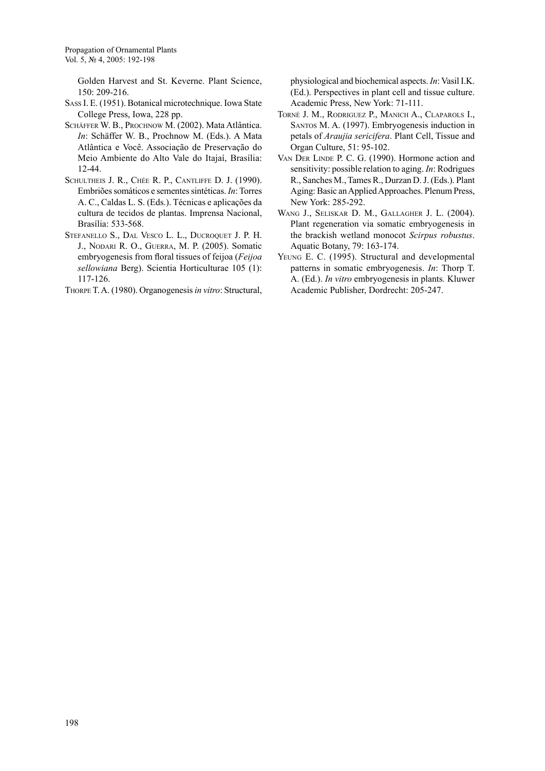Golden Harvest and St. Keverne. Plant Science, 150: 209-216.

Sass I. E. (1951). Botanical microtechnique. Iowa State College Press, Iowa, 228 pp.

Schäffer W. B., Prochnow M. (2002). Mata Atlântica. *In*: Schäffer W. B., Prochnow M. (Eds.). A Mata Atlântica e Você. Associação de Preservação do Meio Ambiente do Alto Vale do Itajaí, Brasília: 12-44.

Schultheis J. R., Chée R. P., Cantliffe D. J. (1990). Embriões somáticos e sementes sintéticas. *In*: Torres A. C., Caldas L. S. (Eds.). Técnicas e aplicações da cultura de tecidos de plantas. Imprensa Nacional, Brasília: 533-568.

Stefanello S., Dal Vesco L. L., Ducroquet J. P. H. J., Nodari R. O., Guerra, M. P. (2005). Somatic embryogenesis from floral tissues of feijoa (*Feijoa sellowiana* Berg). Scientia Horticulturae 105 (1): 117-126.

Thorpe T. A. (1980). Organogenesis *in vitro*: Structural, physiological and biochemical aspects. *In*: Vasil I.K. (Ed.). Perspectives in plant cell and tissue culture. Academic Press, New York: 71-111.

Torné J. M., Rodriguez P., Manich A., Claparols I., Santos M. A. (1997). Embryogenesis induction in petals of *Araujia sericifera*. Plant Cell, Tissue and Organ Culture, 51: 95-102.

Van Der Linde P. C. G. (1990). Hormone action and sensitivity: possible relation to aging. *In*: Rodrigues R., Sanches M., Tames R., Durzan D. J. (Eds.). Plant Aging: Basic an Applied Approaches. Plenum Press, New York: 285-292.

Wang J., Seliskar D. M., Gallagher J. L. (2004). Plant regeneration via somatic embryogenesis in the brackish wetland monocot *Scirpus robustus*. Aquatic Botany, 79: 163-174.

Yeung E. C. (1995). Structural and developmental patterns in somatic embryogenesis. *In*: Thorp T. A. (Ed.). *In vitro* embryogenesis in plants*.* Kluwer Academic Publisher, Dordrecht: 205-247.